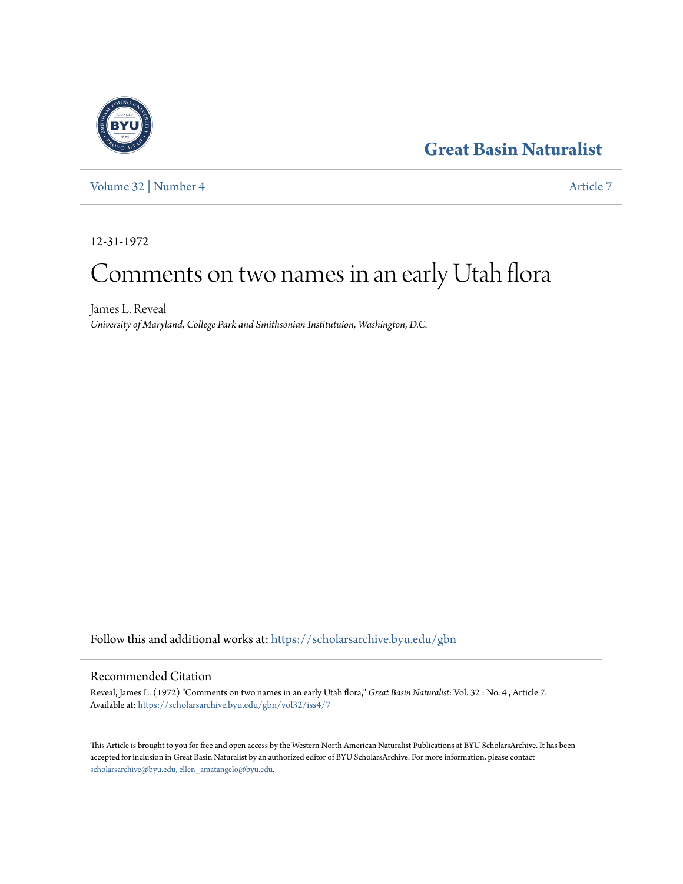Great Basin Naturalist

Volume 32 | Number 4 — Article 7

12-31-1972

# Comments on two names in an early Utah flora

James L. Reveal
*University of Maryland, College Park and Smithsonian Institutuion, Washington, D.C.*

Follow this and additional works at: https://scholarsarchive.byu.edu/gbn

## Recommended Citation

Reveal, James L. (1972) "Comments on two names in an early Utah flora," *Great Basin Naturalist*: Vol. 32 : No. 4 , Article 7.
Available at: https://scholarsarchive.byu.edu/gbn/vol32/iss4/7

This Article is brought to you for free and open access by the Western North American Naturalist Publications at BYU ScholarsArchive. It has been accepted for inclusion in Great Basin Naturalist by an authorized editor of BYU ScholarsArchive. For more information, please contact scholarsarchive@byu.edu, ellen_amatangelo@byu.edu.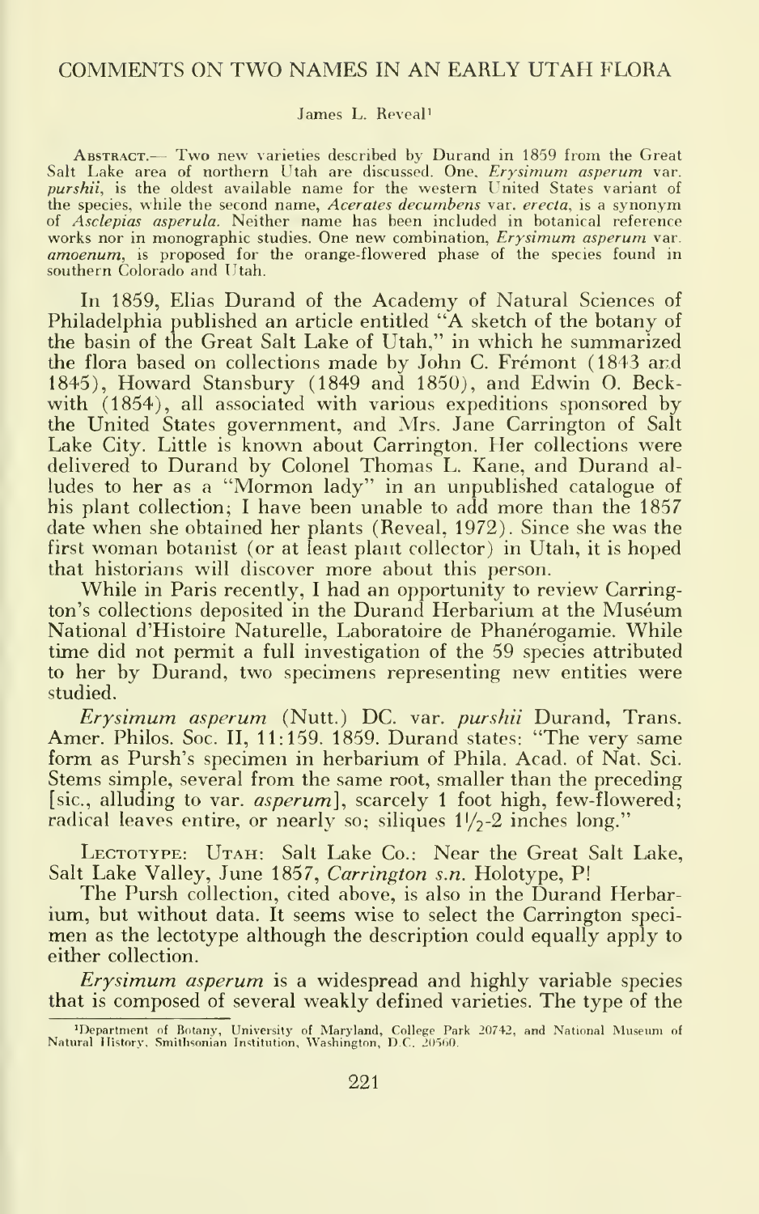# COMMENTS ON TWO NAMES IN AN EARLY UTAH FLORA

James L. Reveal[1]

Abstract.— Two new varieties described by Durand in 1859 from the Great Salt Lake area of northern Utah are discussed. One, *Erysimum asperum* var. *purshii*, is the oldest available name for the western United States variant of the species, while the second name, *Acerates decumbens* var. *erecta*, is a synonym of *Asclepias asperula*. Neither name has been included in botanical reference works nor in monographic studies. One new combination, *Erysimum asperum* var. *amoenum*, is proposed for the orange-flowered phase of the species found in southern Colorado and Utah.

In 1859, Elias Durand of the Academy of Natural Sciences of Philadelphia published an article entitled "A sketch of the botany of the basin of the Great Salt Lake of Utah," in which he summarized the flora based on collections made by John C. Frémont (1843 and 1845), Howard Stansbury (1849 and 1850), and Edwin O. Beckwith (1854), all associated with various expeditions sponsored by the United States government, and Mrs. Jane Carrington of Salt Lake City. Little is known about Carrington. Her collections were delivered to Durand by Colonel Thomas L. Kane, and Durand alludes to her as a "Mormon lady" in an unpublished catalogue of his plant collection; I have been unable to add more than the 1857 date when she obtained her plants (Reveal, 1972). Since she was the first woman botanist (or at least plant collector) in Utah, it is hoped that historians will discover more about this person.

While in Paris recently, I had an opportunity to review Carrington's collections deposited in the Durand Herbarium at the Muséum National d'Histoire Naturelle, Laboratoire de Phanérogamie. While time did not permit a full investigation of the 59 species attributed to her by Durand, two specimens representing new entities were studied.

*Erysimum asperum* (Nutt.) DC. var. *purshii* Durand, Trans. Amer. Philos. Soc. II, 11:159. 1859. Durand states: "The very same form as Pursh's specimen in herbarium of Phila. Acad. of Nat. Sci. Stems simple, several from the same root, smaller than the preceding [sic., alluding to var. *asperum*], scarcely 1 foot high, few-flowered; radical leaves entire, or nearly so; siliques 1½-2 inches long."

Lectotype: Utah: Salt Lake Co.: Near the Great Salt Lake, Salt Lake Valley, June 1857, *Carrington s.n.* Holotype, P!

The Pursh collection, cited above, is also in the Durand Herbarium, but without data. It seems wise to select the Carrington specimen as the lectotype although the description could equally apply to either collection.

*Erysimum asperum* is a widespread and highly variable species that is composed of several weakly defined varieties. The type of the

[1] Department of Botany, University of Maryland, College Park 20742, and National Museum of Natural History, Smithsonian Institution, Washington, D.C. 20560.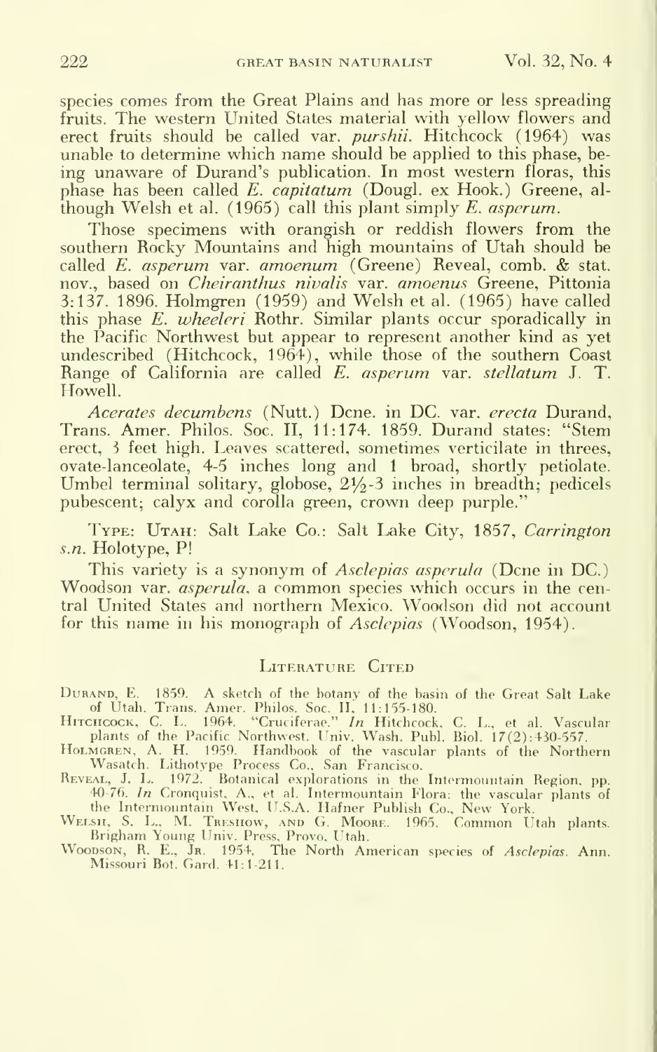species comes from the Great Plains and has more or less spreading fruits. The western United States material with yellow flowers and erect fruits should be called var. *purshii*. Hitchcock (1964) was unable to determine which name should be applied to this phase, being unaware of Durand's publication. In most western floras, this phase has been called *E. capitatum* (Dougl. ex Hook.) Greene, although Welsh et al. (1965) call this plant simply *E. asperum*.

Those specimens with orangish or reddish flowers from the southern Rocky Mountains and high mountains of Utah should be called *E. asperum* var. *amoenum* (Greene) Reveal, comb. & stat. nov., based on *Cheiranthus nivalis* var. *amoenus* Greene, Pittonia 3:137. 1896. Holmgren (1959) and Welsh et al. (1965) have called this phase *E. wheeleri* Rothr. Similar plants occur sporadically in the Pacific Northwest but appear to represent another kind as yet undescribed (Hitchcock, 1964), while those of the southern Coast Range of California are called *E. asperum* var. *stellatum* J. T. Howell.

*Acerates decumbens* (Nutt.) Dcne. in DC. var. *erecta* Durand, Trans. Amer. Philos. Soc. II, 11:174. 1859. Durand states: "Stem erect, 3 feet high. Leaves scattered, sometimes verticilate in threes, ovate-lanceolate, 4-5 inches long and 1 broad, shortly petiolate. Umbel terminal solitary, globose, 2½-3 inches in breadth; pedicels pubescent; calyx and corolla green, crown deep purple."

Type: Utah: Salt Lake Co.: Salt Lake City, 1857, *Carrington s.n.* Holotype, P!

This variety is a synonym of *Asclepias asperula* (Dcne in DC.) Woodson var. *asperula*, a common species which occurs in the central United States and northern Mexico. Woodson did not account for this name in his monograph of *Asclepias* (Woodson, 1954).

## Literature Cited

Durand, E. 1859. A sketch of the botany of the basin of the Great Salt Lake of Utah. Trans. Amer. Philos. Soc. II, 11:155-180.

Hitchcock, C. L. 1964. "Cruciferae." *In* Hitchcock, C. L., et al. Vascular plants of the Pacific Northwest. Univ. Wash. Publ. Biol. 17(2):430-557.

Holmgren, A. H. 1959. Handbook of the vascular plants of the Northern Wasatch. Lithotype Process Co., San Francisco.

Reveal, J. L. 1972. Botanical explorations in the Intermountain Region. pp. 40-76. *In* Cronquist, A., et al. Intermountain Flora: the vascular plants of the Intermountain West, U.S.A. Hafner Publish Co., New York.

Welsh, S. L., M. Treshow, and G. Moore. 1965. Common Utah plants. Brigham Young Univ. Press, Provo, Utah.

Woodson, R. E., Jr. 1954. The North American species of *Asclepias*. Ann. Missouri Bot. Gard. 41:1-211.